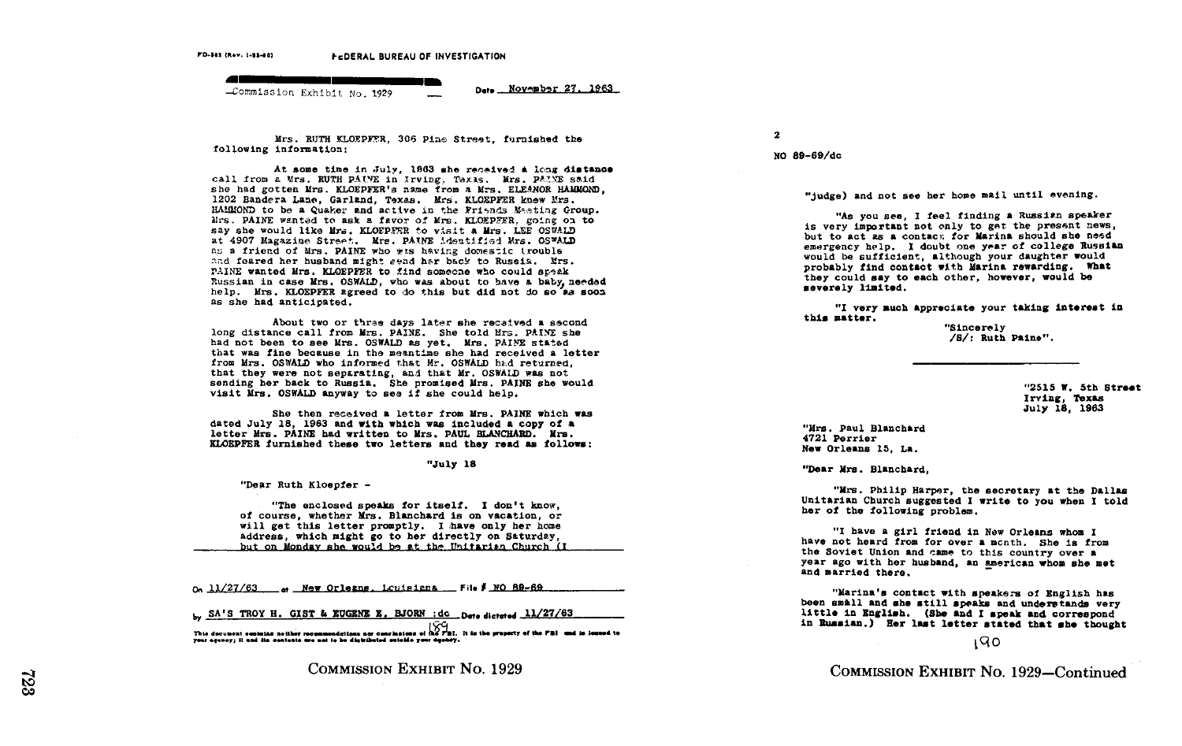FD-302 (Rev. 1-25-60)

FEDERAL BUREAU OF INVESTIGATION

Commission Exhibit No. 1929

Date November 27, 1963

Mrs. RUTH KLOEPFER, 306 Pine Street, furnished the following information:

At some time in July, 1963 she received a long distance call from a Mrs. RUTH PAINE in Irving, Texas. Mrs. PAINE said she had gotten Mrs. KLOEPFER's name from a Mrs. ELEANOR HAMMOND, 1202 Bandera Lane, Garland, Texas. Mrs. KLOEPFER knew Mrs. HAMMOND to be a Quaker and active in the Friends Meeting Group. Mrs. PAINE wanted to ask a favor of Mrs. KLOEPFER, going on to say she would like Mrs. KLOEPFER to visit a Mrs. LEE OSWALD at 4907 Magazine Street. Mrs. PAINE identified Mrs. OSWALD as a friend of Mrs. PAINE who was having domestic trouble and feared her husband might send her back to Russia. Mrs. PAINE wanted Mrs. KLOEPFER to find someone who could speak Russian in case Mrs. OSWALD, who was about to have a baby, needed help. Mrs. KLOEPFER agreed to do this but did not do so as soon as she had anticipated.

About two or three days later she received a second long distance call from Mrs. PAINE. She told Mrs. PAINE she had not been to see Mrs. OSWALD as yet. Mrs. PAINE stated that was fine because in the meantime she had received a letter from Mrs. OSWALD who informed that Mr. OSWALD had returned, that they were not separating, and that Mr. OSWALD was not sending her back to Russia. She promised Mrs. PAINE she would visit Mrs. OSWALD anyway to see if she could help.

She then received a letter from Mrs. PAINE which was dated July 18, 1963 and with which was included a copy of a letter Mrs. PAINE had written to Mrs. PAUL BLANCHARD. Mrs. KLOEPFER furnished these two letters and they read as follows:

"July 18

"Dear Ruth Kloepfer -

"The enclosed speaks for itself. I don't know, of course, whether Mrs. Blanchard is on vacation, or will get this letter promptly. I have only her home address, which might go to her directly on Saturday, but on Monday she would be at the Unitarian Church (I

On 11/27/63 at New Orleans, Louisiana File # NO 89-69

by SA'S TROY H. GIST & EUGENE E. BJORN :dc Date dictated 11/27/63

This document contains neither recommendations nor conclusions of the FBI. It is the property of the FBI and is loaned to your agency; it and its contents are not to be distributed outside your agency.

189

COMMISSION EXHIBIT No. 1929

2

NO 89-69/dc

"judge) and not see her home mail until evening.

"As you see, I feel finding a Russian speaker is very important not only to get the present news, but to act as a contact for Marina should she need emergency help. I doubt one year of college Russian would be sufficient, although your daughter would probably find contact with Marina rewarding. What they could say to each other, however, would be severely limited.

"I very much appreciate your taking interest in this matter.

"Sincerely
/S/: Ruth Paine".

"2515 W. 5th Street
Irving, Texas
July 18, 1963

"Mrs. Paul Blanchard
4721 Perrier
New Orleans 15, La.

"Dear Mrs. Blanchard,

"Mrs. Philip Harper, the secretary at the Dallas Unitarian Church suggested I write to you when I told her of the following problem.

"I have a girl friend in New Orleans whom I have not heard from for over a month. She is from the Soviet Union and came to this country over a year ago with her husband, an American whom she met and married there.

"Marina's contact with speakers of English has been small and she still speaks and understands very little in English. (She and I speak and correspond in Russian.) Her last letter stated that she thought

190

COMMISSION EXHIBIT No. 1929—Continued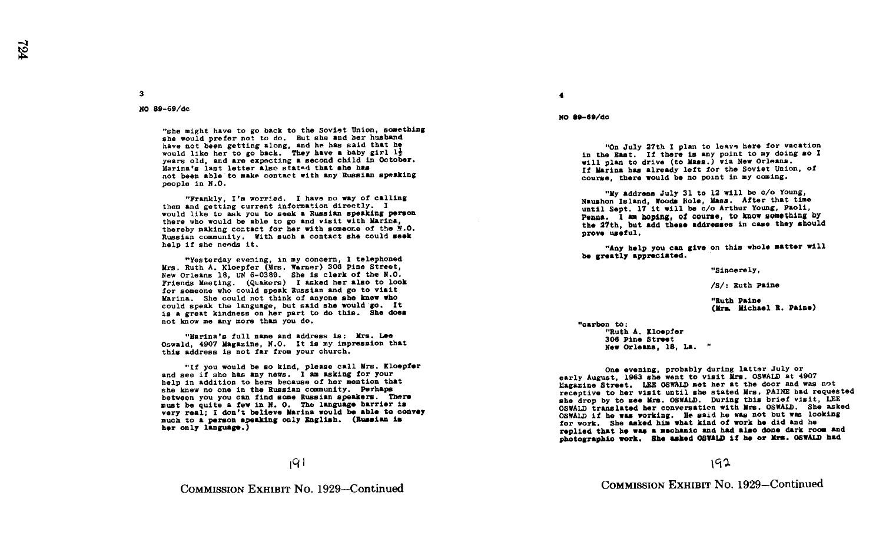NO 89-69/dc

"she might have to go back to the Soviet Union, something she would prefer not to do. But she and her husband have not been getting along, and he has said that he would like her to go back. They have a baby girl 1½ years old, and are expecting a second child in October. Marina's last letter also stated that she has not been able to make contact with any Russian speaking people in N.O.

"Frankly, I'm worried. I have no way of calling them and getting current information directly. I would like to ask you to seek a Russian speaking person there who would be able to go and visit with Marina, thereby making contact for her with someone of the N.O. Russian community. With such a contact she could seek help if she needs it.

"Yesterday evening, in my concern, I telephoned Mrs. Ruth A. Kloepfer (Mrs. Warner) 306 Pine Street, New Orleans 18, UN 6-0389. She is clerk of the N.O. Friends Meeting. (Quakers) I asked her also to look for someone who could speak Russian and go to visit Marina. She could not think of anyone she knew who could speak the language, but said she would go. It is a great kindness on her part to do this. She does not know me any more than you do.

"Marina's full name and address is: Mrs. Lee Oswald, 4907 Magazine, N.O. It is my impression that this address is not far from your church.

"If you would be so kind, please call Mrs. Kloepfer and see if she has any news. I am asking for your help in addition to hers because of her mention that she knew no one in the Russian community. Perhaps between you you can find some Russian speakers. There must be quite a few in N. O. The language barrier is very real; I don't believe Marina would be able to convey much to a person speaking only English. (Russian is her only language.)

191

COMMISSION EXHIBIT No. 1929—Continued

NO 89-69/dc

"On July 27th I plan to leave here for vacation in the East. If there is any point to my doing so I will plan to drive (to Mass.) via New Orleans. If Marina has already left for the Soviet Union, of course, there would be no point in my coming.

"My address July 31 to 12 will be c/o Young, Naushon Island, Woods Hole, Mass. After that time until Sept. 17 it will be c/o Arthur Young, Paoli, Penna. I am hoping, of course, to know something by the 27th, but add these addresses in case they should prove useful.

"Any help you can give on this whole matter will be greatly appreciated.

"Sincerely,

/S/: Ruth Paine

"Ruth Paine
(Mrs. Michael R. Paine)

"carbon to:
"Ruth A. Kloepfer
306 Pine Street
New Orleans, 18, La. "

One evening, probably during latter July or early August, 1963 she went to visit Mrs. OSWALD at 4907 Magazine Street. LEE OSWALD met her at the door and was not receptive to her visit until she stated Mrs. PAINE had requested she drop by to see Mrs. OSWALD. During this brief visit, LEE OSWALD translated her conversation with Mrs. OSWALD. She asked OSWALD if he was working. He said he was not but was looking for work. She asked him what kind of work he did and he replied that he was a mechanic and had also done dark room and photographic work. She asked OSWALD if he or Mrs. OSWALD had

192

COMMISSION EXHIBIT No. 1929—Continued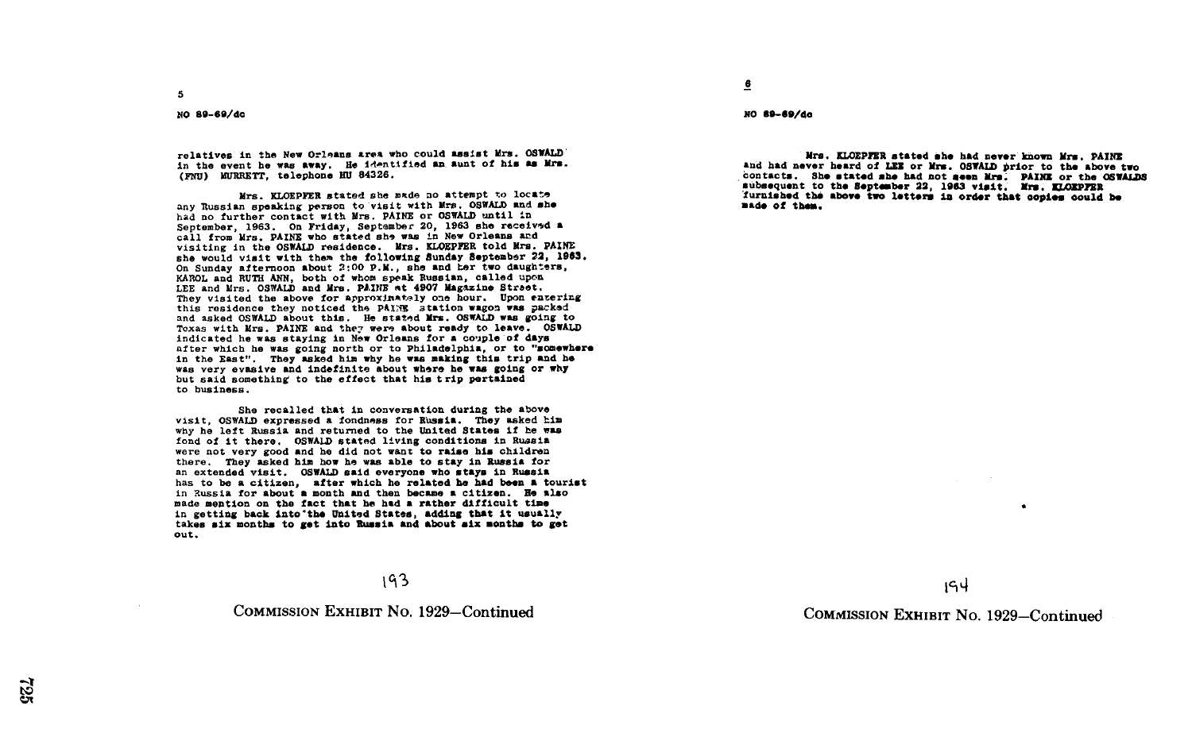NO 89-69/dc

relatives in the New Orleans area who could assist Mrs. OSWALD in the event he was away. He identified an aunt of his as Mrs. (FNU) MURRETT, telephone HU 84326.

Mrs. KLOEPFER stated she made no attempt to locate any Russian speaking person to visit with Mrs. OSWALD and she had no further contact with Mrs. PAINE or OSWALD until in September, 1963. On Friday, September 20, 1963 she received a call from Mrs. PAINE who stated she was in New Orleans and visiting in the OSWALD residence. Mrs. KLOEPFER told Mrs. PAINE she would visit with them the following Sunday September 22, 1963. On Sunday afternoon about 2:00 P.M., she and her two daughters, KAROL and RUTH ANN, both of whom speak Russian, called upon LEE and Mrs. OSWALD and Mrs. PAINE at 4907 Magazine Street. They visited the above for approximately one hour. Upon entering this residence they noticed the PAINE station wagon was packed and asked OSWALD about this. He stated Mrs. OSWALD was going to Texas with Mrs. PAINE and they were about ready to leave. OSWALD indicated he was staying in New Orleans for a couple of days after which he was going north or to Philadelphia, or to "somewhere in the East". They asked him why he was making this trip and he was very evasive and indefinite about where he was going or why but said something to the effect that his trip pertained to business.

She recalled that in conversation during the above visit, OSWALD expressed a fondness for Russia. They asked him why he left Russia and returned to the United States if he was fond of it there. OSWALD stated living conditions in Russia were not very good and he did not want to raise his children there. They asked him how he was able to stay in Russia for an extended visit. OSWALD said everyone who stays in Russia has to be a citizen, after which he related he had been a tourist in Russia for about a month and then became a citizen. He also made mention on the fact that he had a rather difficult time in getting back into the United States, adding that it usually takes six months to get into Russia and about six months to get out.

COMMISSION EXHIBIT No. 1929—Continued

NO 89-69/dc

Mrs. KLOEPFER stated she had never known Mrs. PAINE and had never heard of LEE or Mrs. OSWALD prior to the above two contacts. She stated she had not seen Mrs. PAINE or the OSWALDS subsequent to the September 22, 1963 visit. Mrs. KLOEPFER furnished the above two letters in order that copies could be made of them.

COMMISSION EXHIBIT No. 1929—Continued